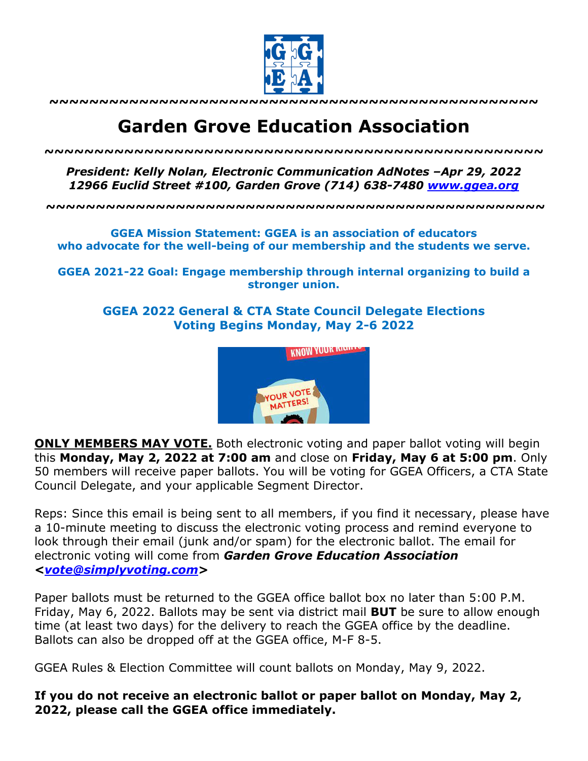~~~~~~~~~~~~~~~~~~~~~~~~~~~~~~~~~~~~~~~~~~~~~~~~~~~~~~~~

# Garden Grove Education Association

~~~~~~~~~~~~~~~~~~~~~~~~~~~~~~~~~~~~~~~~~~~~~~~~~~~~~~~~

***President: Kelly Nolan, Electronic Communication AdNotes –Apr 29, 2022***
***12966 Euclid Street #100, Garden Grove (714) 638-7480 [www.ggea.org](http://www.ggea.org)***

~~~~~~~~~~~~~~~~~~~~~~~~~~~~~~~~~~~~~~~~~~~~~~~~~~~~~~~~

**GGEA Mission Statement: GGEA is an association of educators who advocate for the well-being of our membership and the students we serve.**

**GGEA 2021-22 Goal: Engage membership through internal organizing to build a stronger union.**

**GGEA 2022 General & CTA State Council Delegate Elections**
**Voting Begins Monday, May 2-6 2022**

**ONLY MEMBERS MAY VOTE.** Both electronic voting and paper ballot voting will begin this **Monday, May 2, 2022 at 7:00 am** and close on **Friday, May 6 at 5:00 pm**. Only 50 members will receive paper ballots. You will be voting for GGEA Officers, a CTA State Council Delegate, and your applicable Segment Director.

Reps: Since this email is being sent to all members, if you find it necessary, please have a 10-minute meeting to discuss the electronic voting process and remind everyone to look through their email (junk and/or spam) for the electronic ballot. The email for electronic voting will come from ***Garden Grove Education Association <[vote@simplyvoting.com](mailto:vote@simplyvoting.com)>***

Paper ballots must be returned to the GGEA office ballot box no later than 5:00 P.M. Friday, May 6, 2022. Ballots may be sent via district mail **BUT** be sure to allow enough time (at least two days) for the delivery to reach the GGEA office by the deadline. Ballots can also be dropped off at the GGEA office, M-F 8-5.

GGEA Rules & Election Committee will count ballots on Monday, May 9, 2022.

**If you do not receive an electronic ballot or paper ballot on Monday, May 2, 2022, please call the GGEA office immediately.**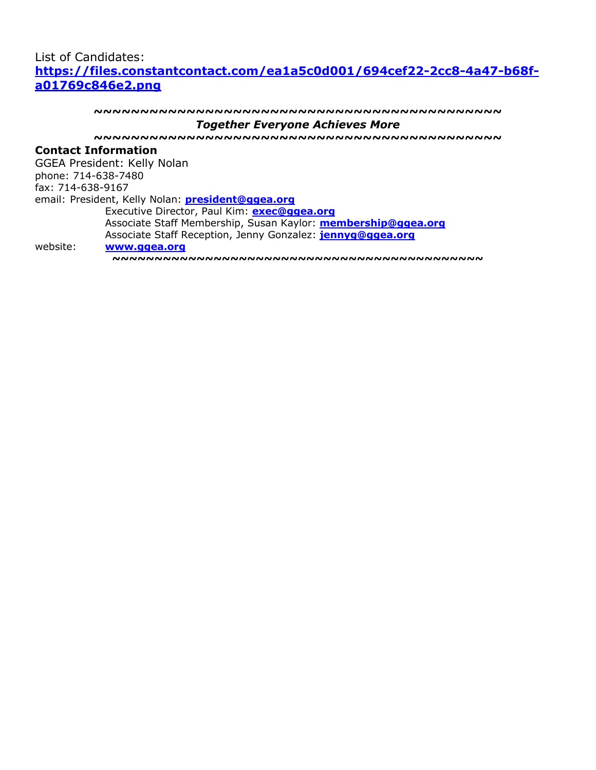List of Candidates:
**https://files.constantcontact.com/ea1a5c0d001/694cef22-2cc8-4a47-b68f-a01769c846e2.png**

**~~~~~~~~~~~~~~~~~~~~~~~~~~~~~~~~~~~~~~~~~~~~~~~~**

***Together Everyone Achieves More***

**~~~~~~~~~~~~~~~~~~~~~~~~~~~~~~~~~~~~~~~~~~~~~~~~**

**Contact Information**

GGEA President: Kelly Nolan
phone: 714-638-7480
fax: 714-638-9167
email: President, Kelly Nolan: **president@ggea.org**
Executive Director, Paul Kim: **exec@ggea.org**
Associate Staff Membership, Susan Kaylor: **membership@ggea.org**
Associate Staff Reception, Jenny Gonzalez: **jennyg@ggea.org**
website: **www.ggea.org**

**~~~~~~~~~~~~~~~~~~~~~~~~~~~~~~~~~~~~~~~~~~~~~~~~**